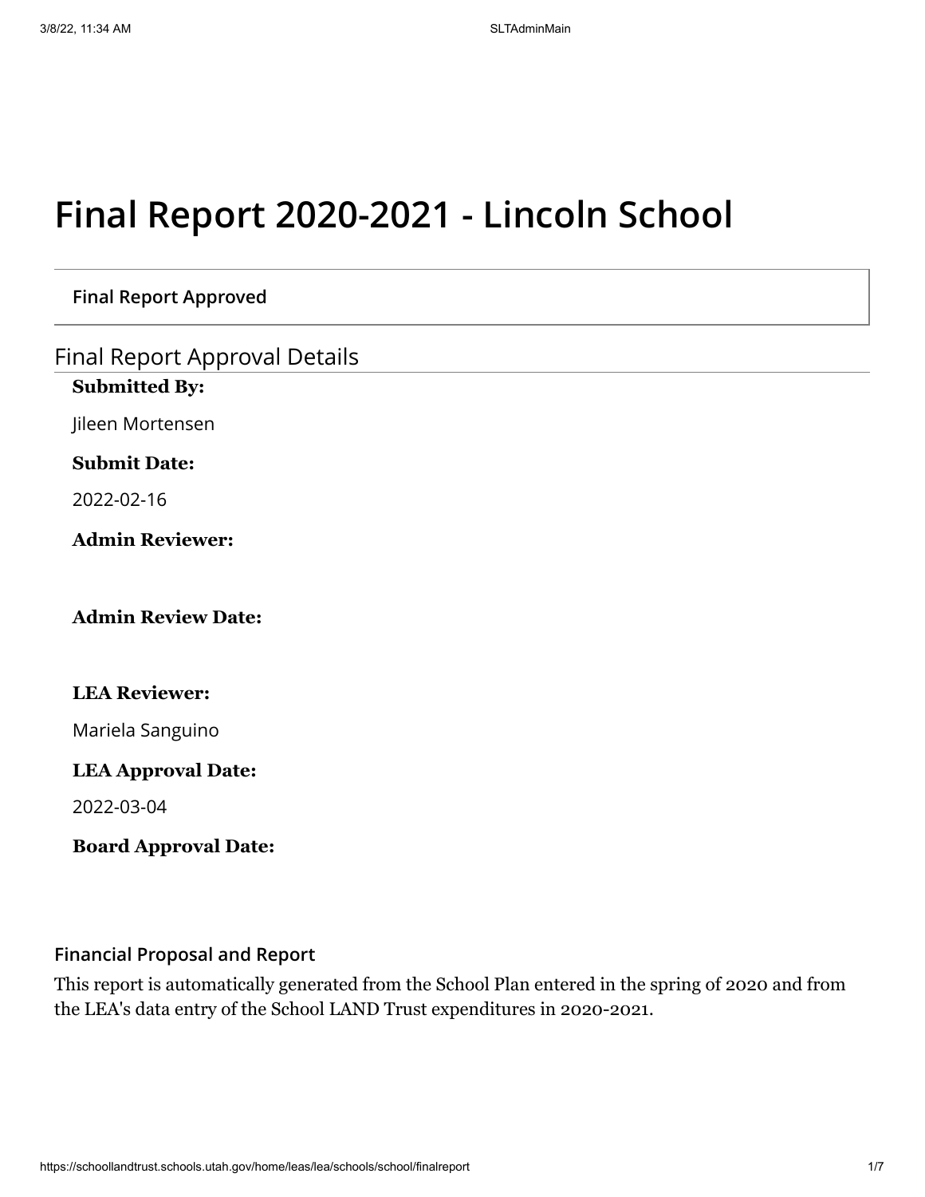# Final Report 2020-2021 - Lincoln School

**Final Report Approved**

## Final Report Approval Details

**Submitted By:**

Jileen Mortensen

**Submit Date:**

2022-02-16

**Admin Reviewer:**

**Admin Review Date:**

**LEA Reviewer:**

Mariela Sanguino

**LEA Approval Date:**

2022-03-04

**Board Approval Date:**

### Financial Proposal and Report

This report is automatically generated from the School Plan entered in the spring of 2020 and from the LEA's data entry of the School LAND Trust expenditures in 2020-2021.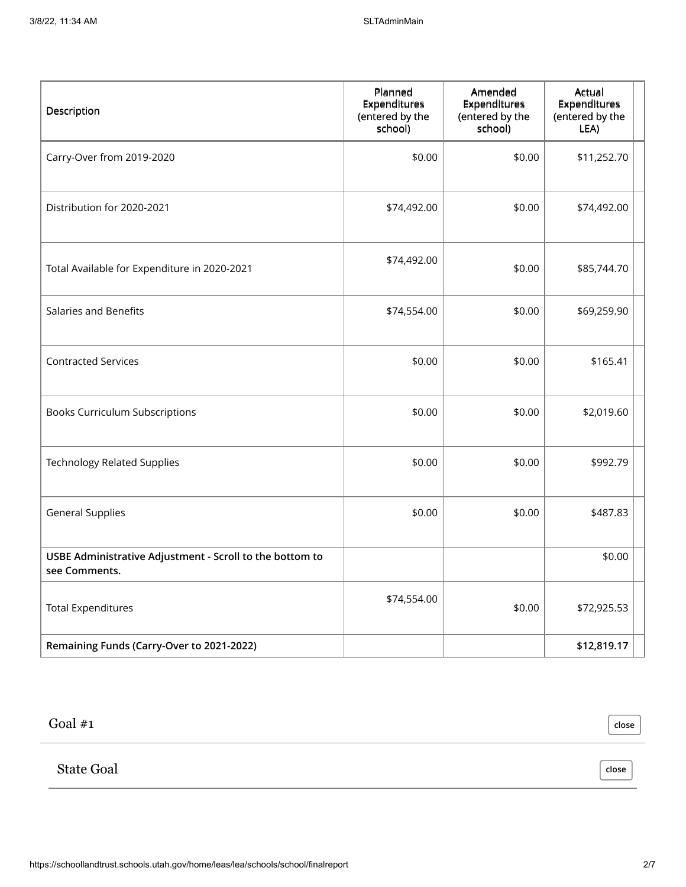| Description | Planned Expenditures (entered by the school) | Amended Expenditures (entered by the school) | Actual Expenditures (entered by the LEA) |
|---|---|---|---|
| Carry-Over from 2019-2020 | $0.00 | $0.00 | $11,252.70 |
| Distribution for 2020-2021 | $74,492.00 | $0.00 | $74,492.00 |
| Total Available for Expenditure in 2020-2021 | $74,492.00 | $0.00 | $85,744.70 |
| Salaries and Benefits | $74,554.00 | $0.00 | $69,259.90 |
| Contracted Services | $0.00 | $0.00 | $165.41 |
| Books Curriculum Subscriptions | $0.00 | $0.00 | $2,019.60 |
| Technology Related Supplies | $0.00 | $0.00 | $992.79 |
| General Supplies | $0.00 | $0.00 | $487.83 |
| **USBE Administrative Adjustment - Scroll to the bottom to see Comments.** | | | $0.00 |
| Total Expenditures | $74,554.00 | $0.00 | $72,925.53 |
| **Remaining Funds (Carry-Over to 2021-2022)** | | | **$12,819.17** |

## Goal #1

### State Goal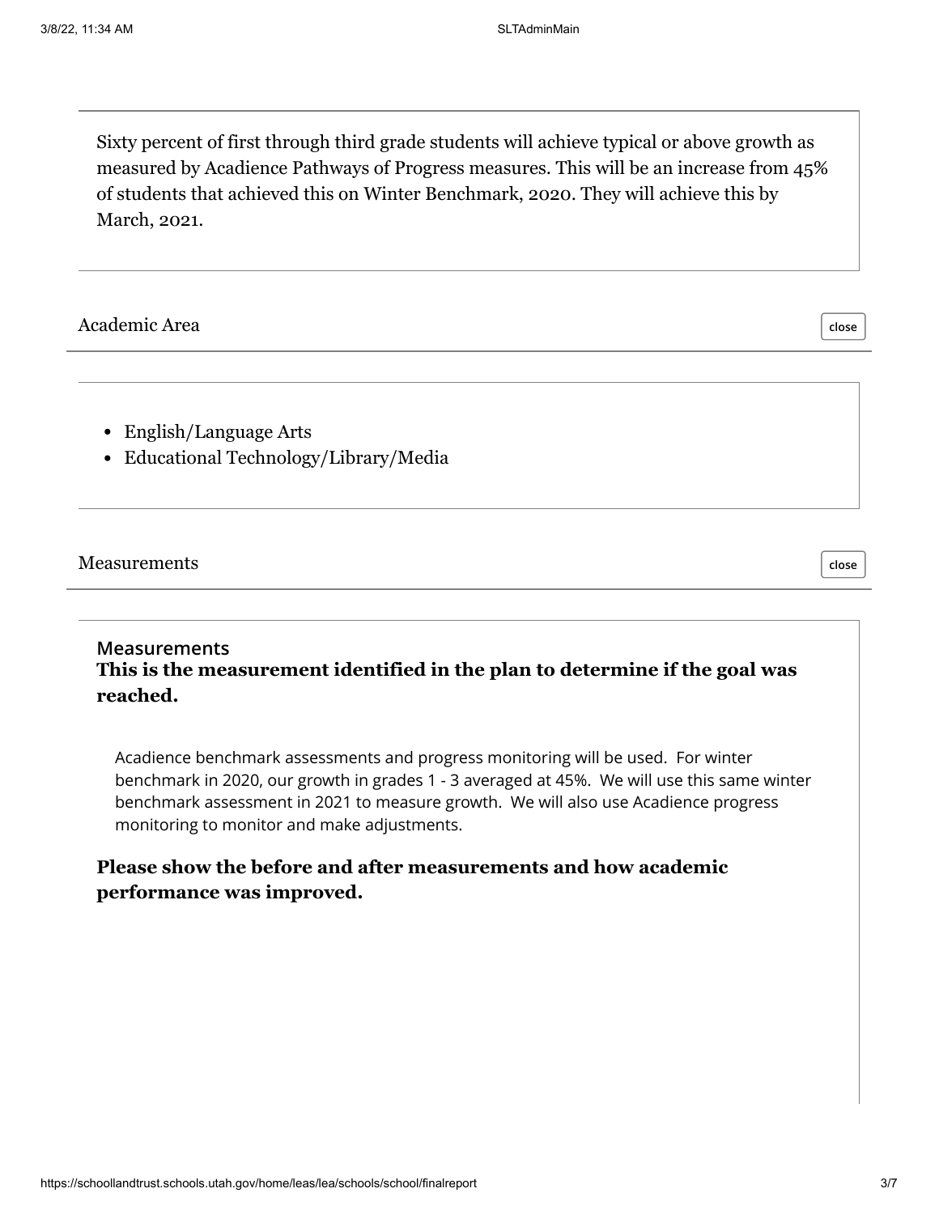Sixty percent of first through third grade students will achieve typical or above growth as measured by Acadience Pathways of Progress measures. This will be an increase from 45% of students that achieved this on Winter Benchmark, 2020. They will achieve this by March, 2021.

## Academic Area

- English/Language Arts
- Educational Technology/Library/Media

## Measurements

### Measurements

**This is the measurement identified in the plan to determine if the goal was reached.**

Acadience benchmark assessments and progress monitoring will be used. For winter benchmark in 2020, our growth in grades 1 - 3 averaged at 45%. We will use this same winter benchmark assessment in 2021 to measure growth. We will also use Acadience progress monitoring to monitor and make adjustments.

**Please show the before and after measurements and how academic performance was improved.**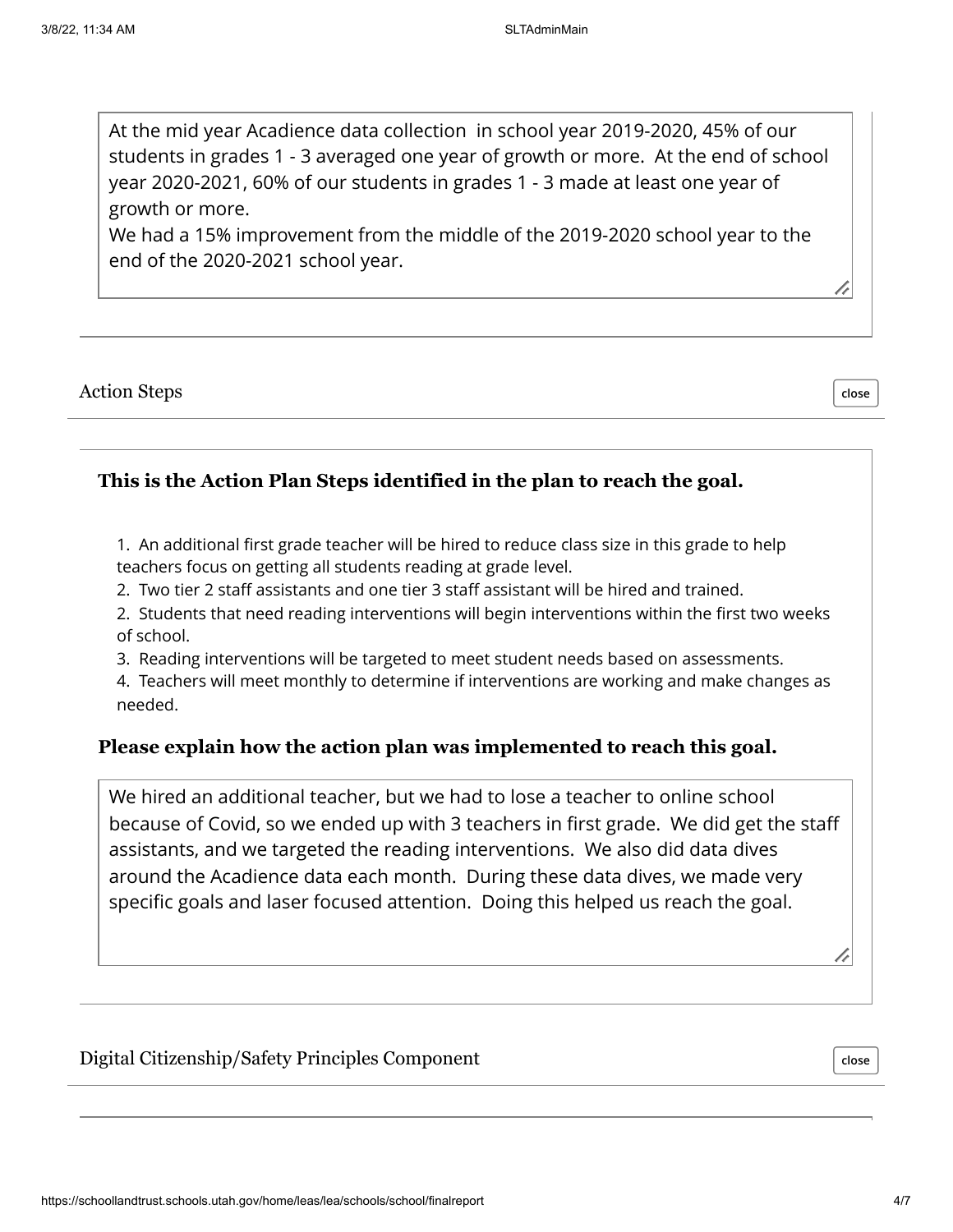At the mid year Acadience data collection in school year 2019-2020, 45% of our students in grades 1 - 3 averaged one year of growth or more. At the end of school year 2020-2021, 60% of our students in grades 1 - 3 made at least one year of growth or more.
We had a 15% improvement from the middle of the 2019-2020 school year to the end of the 2020-2021 school year.

## Action Steps

### This is the Action Plan Steps identified in the plan to reach the goal.

1. An additional first grade teacher will be hired to reduce class size in this grade to help teachers focus on getting all students reading at grade level.
2. Two tier 2 staff assistants and one tier 3 staff assistant will be hired and trained.
2. Students that need reading interventions will begin interventions within the first two weeks of school.
3. Reading interventions will be targeted to meet student needs based on assessments.
4. Teachers will meet monthly to determine if interventions are working and make changes as needed.

### Please explain how the action plan was implemented to reach this goal.

We hired an additional teacher, but we had to lose a teacher to online school because of Covid, so we ended up with 3 teachers in first grade. We did get the staff assistants, and we targeted the reading interventions. We also did data dives around the Acadience data each month. During these data dives, we made very specific goals and laser focused attention. Doing this helped us reach the goal.

## Digital Citizenship/Safety Principles Component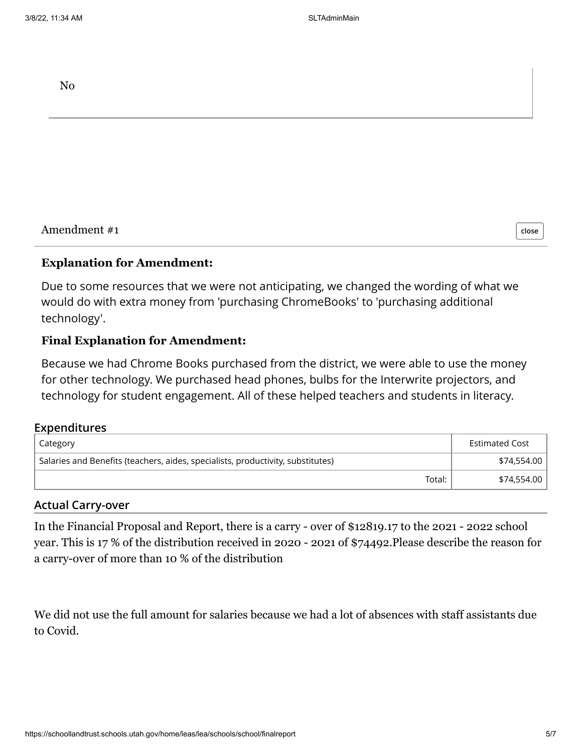No

Amendment #1

**Explanation for Amendment:**

Due to some resources that we were not anticipating, we changed the wording of what we would do with extra money from 'purchasing ChromeBooks' to 'purchasing additional technology'.

**Final Explanation for Amendment:**

Because we had Chrome Books purchased from the district, we were able to use the money for other technology. We purchased head phones, bulbs for the Interwrite projectors, and technology for student engagement. All of these helped teachers and students in literacy.

### Expenditures

| Category | Estimated Cost |
|---|---|
| Salaries and Benefits (teachers, aides, specialists, productivity, substitutes) | $74,554.00 |
| Total: | $74,554.00 |

### Actual Carry-over

In the Financial Proposal and Report, there is a carry - over of $12819.17 to the 2021 - 2022 school year. This is 17 % of the distribution received in 2020 - 2021 of $74492.Please describe the reason for a carry-over of more than 10 % of the distribution

We did not use the full amount for salaries because we had a lot of absences with staff assistants due to Covid.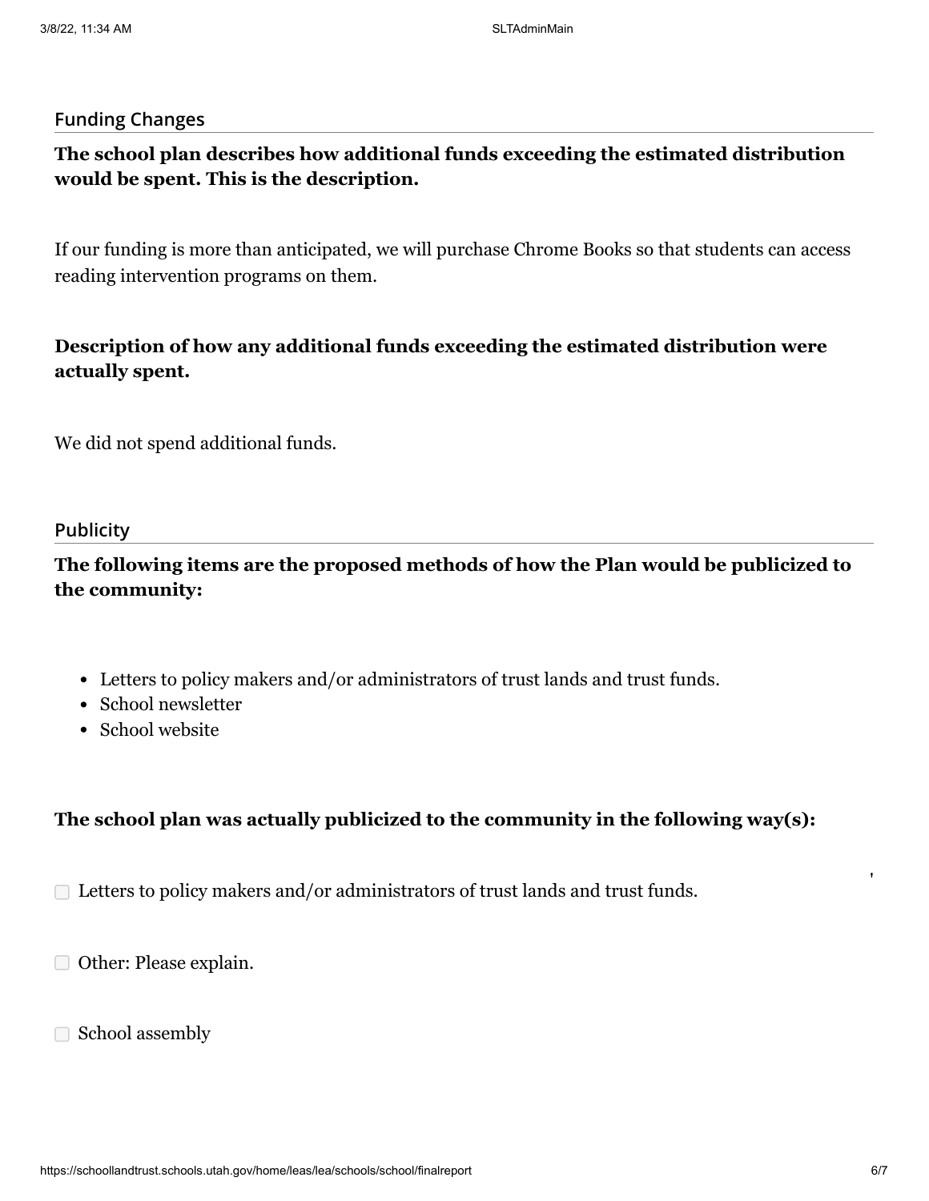## Funding Changes

**The school plan describes how additional funds exceeding the estimated distribution would be spent. This is the description.**

If our funding is more than anticipated, we will purchase Chrome Books so that students can access reading intervention programs on them.

**Description of how any additional funds exceeding the estimated distribution were actually spent.**

We did not spend additional funds.

## Publicity

**The following items are the proposed methods of how the Plan would be publicized to the community:**

- Letters to policy makers and/or administrators of trust lands and trust funds.
- School newsletter
- School website

**The school plan was actually publicized to the community in the following way(s):**

☐ Letters to policy makers and/or administrators of trust lands and trust funds.

☐ Other: Please explain.

☐ School assembly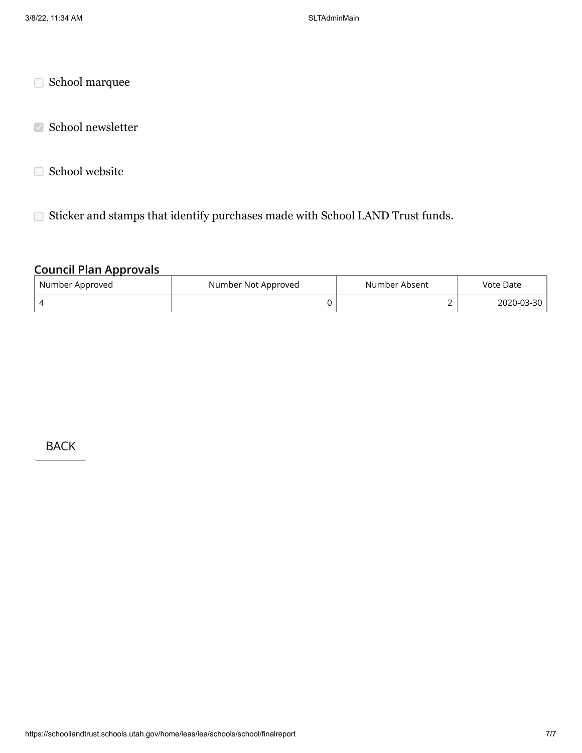- [ ] School marquee
- [x] School newsletter
- [ ] School website
- [ ] Sticker and stamps that identify purchases made with School LAND Trust funds.

### Council Plan Approvals

| Number Approved | Number Not Approved | Number Absent | Vote Date |
|---|---|---|---|
| 4 | 0 | 2 | 2020-03-30 |

BACK